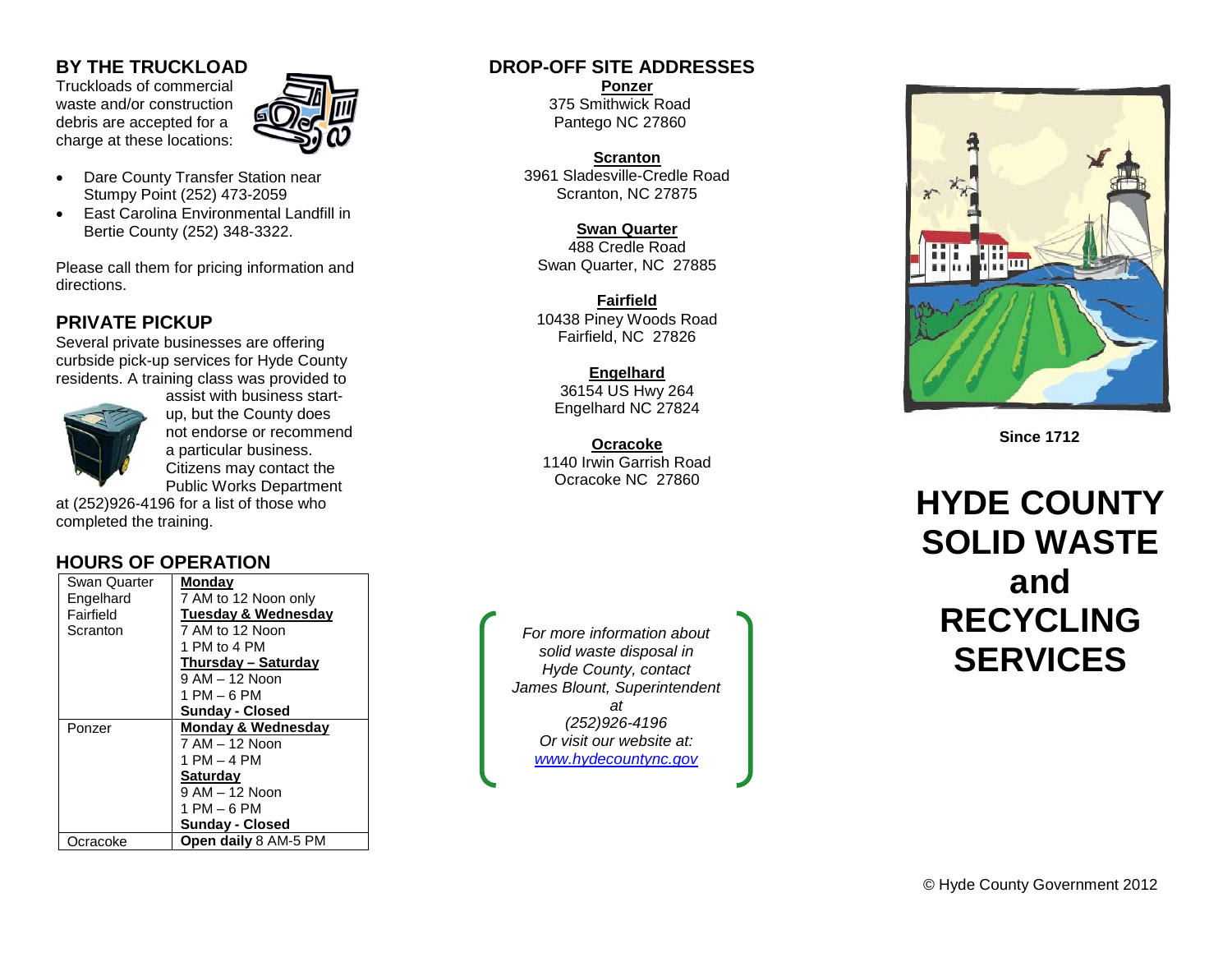## BY THE TRUCKLOAD

Truckloads of commercial waste and/or construction debris are accepted for a charge at these locations:

- Dare County Transfer Station near Stumpy Point (252) 473-2059
- East Carolina Environmental Landfill in Bertie County (252) 348-3322.

Please call them for pricing information and directions.

## PRIVATE PICKUP

Several private businesses are offering curbside pick-up services for Hyde County residents. A training class was provided to assist with business start-up, but the County does not endorse or recommend a particular business. Citizens may contact the Public Works Department at (252)926-4196 for a list of those who completed the training.

## HOURS OF OPERATION

| Location | Hours |
|---|---|
| Swan Quarter<br>Engelhard<br>Fairfield<br>Scranton | **Monday**<br>7 AM to 12 Noon only<br>**Tuesday & Wednesday**<br>7 AM to 12 Noon<br>1 PM to 4 PM<br>**Thursday – Saturday**<br>9 AM – 12 Noon<br>1 PM – 6 PM<br>**Sunday - Closed** |
| Ponzer | **Monday & Wednesday**<br>7 AM – 12 Noon<br>1 PM – 4 PM<br>**Saturday**<br>9 AM – 12 Noon<br>1 PM – 6 PM<br>**Sunday - Closed** |
| Ocracoke | **Open daily** 8 AM-5 PM |

## DROP-OFF SITE ADDRESSES

**Ponzer**
375 Smithwick Road
Pantego NC 27860

**Scranton**
3961 Sladesville-Credle Road
Scranton, NC 27875

**Swan Quarter**
488 Credle Road
Swan Quarter, NC 27885

**Fairfield**
10438 Piney Woods Road
Fairfield, NC 27826

**Engelhard**
36154 US Hwy 264
Engelhard NC 27824

**Ocracoke**
1140 Irwin Garrish Road
Ocracoke NC 27860

*For more information about solid waste disposal in Hyde County, contact James Blount, Superintendent at (252)926-4196 Or visit our website at: www.hydecountync.gov*

**Since 1712**

# HYDE COUNTY SOLID WASTE and RECYCLING SERVICES

© Hyde County Government 2012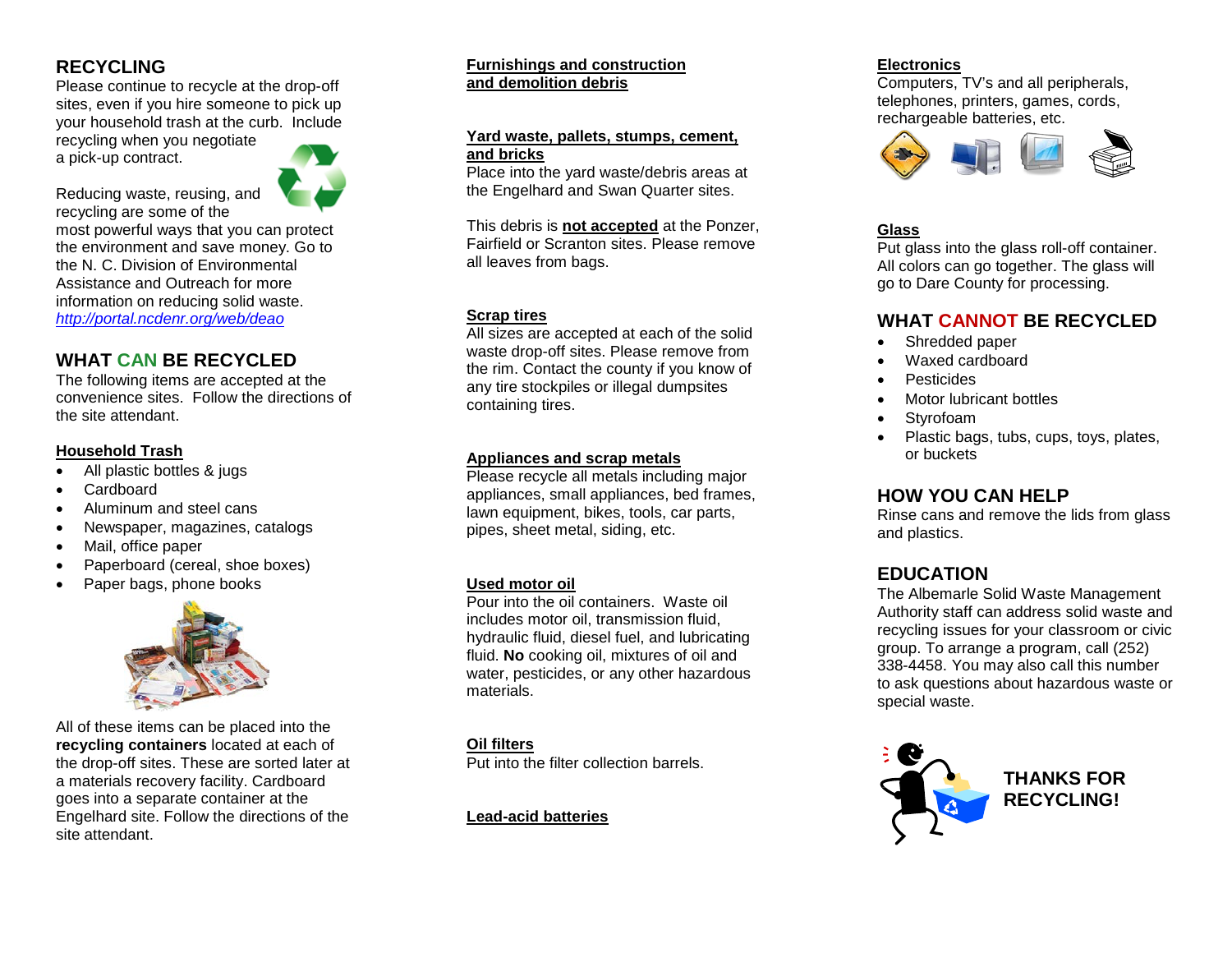## RECYCLING

Please continue to recycle at the drop-off sites, even if you hire someone to pick up your household trash at the curb. Include recycling when you negotiate a pick-up contract.

Reducing waste, reusing, and recycling are some of the most powerful ways that you can protect the environment and save money. Go to the N. C. Division of Environmental Assistance and Outreach for more information on reducing solid waste. *http://portal.ncdenr.org/web/deao*

## WHAT CAN BE RECYCLED

The following items are accepted at the convenience sites. Follow the directions of the site attendant.

### Household Trash

- All plastic bottles & jugs
- Cardboard
- Aluminum and steel cans
- Newspaper, magazines, catalogs
- Mail, office paper
- Paperboard (cereal, shoe boxes)
- Paper bags, phone books

All of these items can be placed into the **recycling containers** located at each of the drop-off sites. These are sorted later at a materials recovery facility. Cardboard goes into a separate container at the Engelhard site. Follow the directions of the site attendant.

### Furnishings and construction and demolition debris

### Yard waste, pallets, stumps, cement, and bricks

Place into the yard waste/debris areas at the Engelhard and Swan Quarter sites.

This debris is **not accepted** at the Ponzer, Fairfield or Scranton sites. Please remove all leaves from bags.

### Scrap tires

All sizes are accepted at each of the solid waste drop-off sites. Please remove from the rim. Contact the county if you know of any tire stockpiles or illegal dumpsites containing tires.

### Appliances and scrap metals

Please recycle all metals including major appliances, small appliances, bed frames, lawn equipment, bikes, tools, car parts, pipes, sheet metal, siding, etc.

### Used motor oil

Pour into the oil containers. Waste oil includes motor oil, transmission fluid, hydraulic fluid, diesel fuel, and lubricating fluid. **No** cooking oil, mixtures of oil and water, pesticides, or any other hazardous materials.

### Oil filters

Put into the filter collection barrels.

### Lead-acid batteries

### Electronics

Computers, TV's and all peripherals, telephones, printers, games, cords, rechargeable batteries, etc.

### Glass

Put glass into the glass roll-off container. All colors can go together. The glass will go to Dare County for processing.

## WHAT CANNOT BE RECYCLED

- Shredded paper
- Waxed cardboard
- Pesticides
- Motor lubricant bottles
- Styrofoam
- Plastic bags, tubs, cups, toys, plates, or buckets

## HOW YOU CAN HELP

Rinse cans and remove the lids from glass and plastics.

## EDUCATION

The Albemarle Solid Waste Management Authority staff can address solid waste and recycling issues for your classroom or civic group. To arrange a program, call (252) 338-4458. You may also call this number to ask questions about hazardous waste or special waste.

**THANKS FOR RECYCLING!**